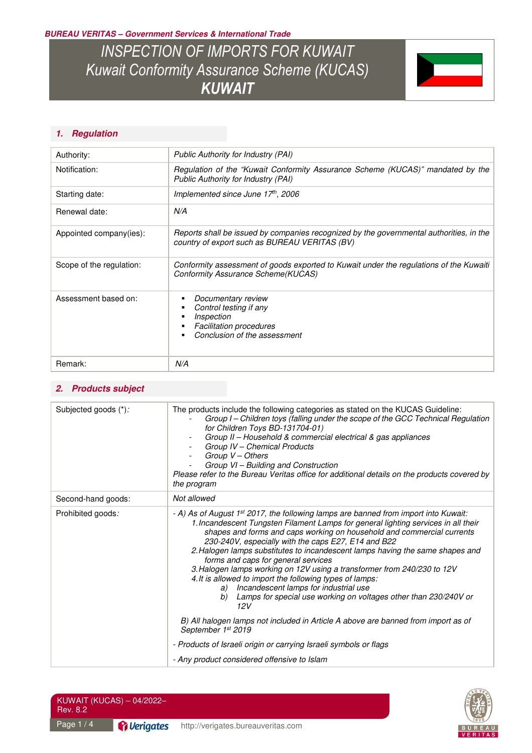# INSPECTION OF IMPORTS FOR KUWAIT
## Kuwait Conformity Assurance Scheme (KUCAS)
## KUWAIT

### 1. Regulation

| | |
|---|---|
| Authority: | *Public Authority for Industry (PAI)* |
| Notification: | *Regulation of the "Kuwait Conformity Assurance Scheme (KUCAS)" mandated by the Public Authority for Industry (PAI)* |
| Starting date: | *Implemented since June 17th, 2006* |
| Renewal date: | *N/A* |
| Appointed company(ies): | *Reports shall be issued by companies recognized by the governmental authorities, in the country of export such as BUREAU VERITAS (BV)* |
| Scope of the regulation: | *Conformity assessment of goods exported to Kuwait under the regulations of the Kuwaiti Conformity Assurance Scheme(KUCAS)* |
| Assessment based on: | ▪ *Documentary review*<br>▪ *Control testing if any*<br>▪ *Inspection*<br>▪ *Facilitation procedures*<br>▪ *Conclusion of the assessment* |
| Remark: | *N/A* |

### 2. Products subject

| | |
|---|---|
| Subjected goods (*): | The products include the following categories as stated on the KUCAS Guideline:<br>- *Group I – Children toys (falling under the scope of the GCC Technical Regulation for Children Toys BD-131704-01)*<br>- *Group II – Household & commercial electrical & gas appliances*<br>- *Group IV – Chemical Products*<br>- *Group V – Others*<br>- *Group VI – Building and Construction*<br>*Please refer to the Bureau Veritas office for additional details on the products covered by the program* |
| Second-hand goods: | *Not allowed* |
| Prohibited goods: | *- A) As of August 1st 2017, the following lamps are banned from import into Kuwait:*<br>*1. Incandescent Tungsten Filament Lamps for general lighting services in all their shapes and forms and caps working on household and commercial currents 230-240V, especially with the caps E27, E14 and B22*<br>*2. Halogen lamps substitutes to incandescent lamps having the same shapes and forms and caps for general services*<br>*3. Halogen lamps working on 12V using a transformer from 240/230 to 12V*<br>*4. It is allowed to import the following types of lamps:*<br>*a) Incandescent lamps for industrial use*<br>*b) Lamps for special use working on voltages other than 230/240V or 12V*<br><br>*B) All halogen lamps not included in Article A above are banned from import as of September 1st 2019*<br><br>*- Products of Israeli origin or carrying Israeli symbols or flags*<br><br>*- Any product considered offensive to Islam* |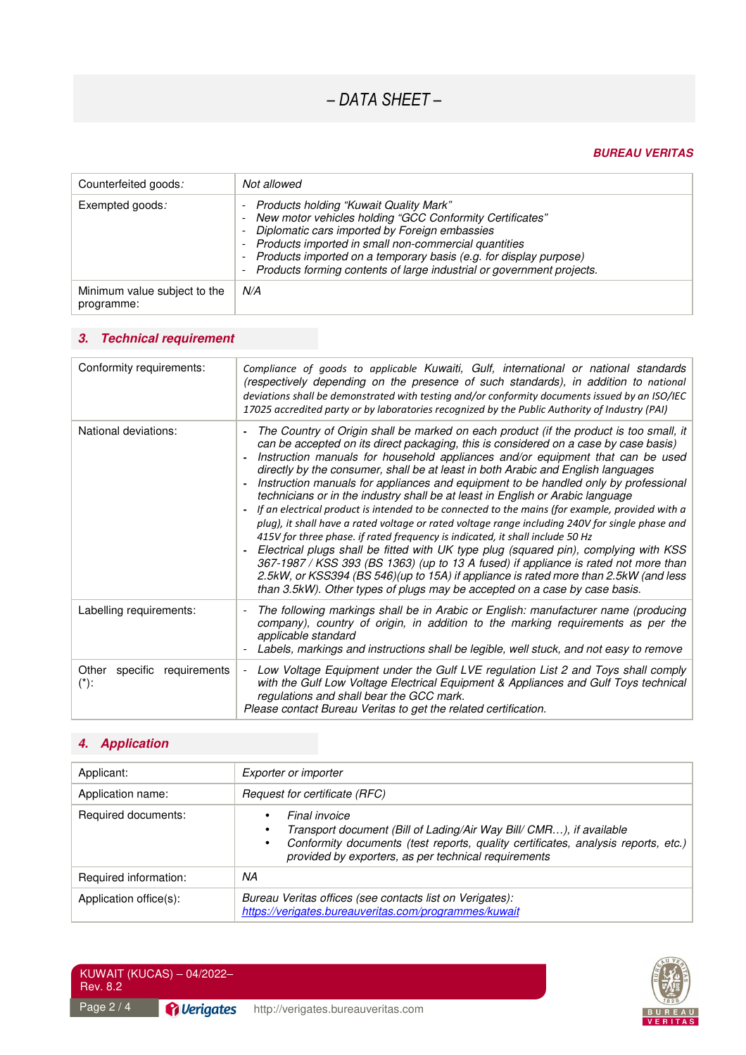| Counterfeited goods: | *Not allowed* |
|---|---|
| Exempted goods: | - *Products holding "Kuwait Quality Mark"*<br>- *New motor vehicles holding "GCC Conformity Certificates"*<br>- *Diplomatic cars imported by Foreign embassies*<br>- *Products imported in small non-commercial quantities*<br>- *Products imported on a temporary basis (e.g. for display purpose)*<br>- *Products forming contents of large industrial or government projects.* |
| Minimum value subject to the programme: | *N/A* |

## 3. Technical requirement

| Conformity requirements: | *Compliance of goods to applicable Kuwaiti, Gulf, international or national standards (respectively depending on the presence of such standards), in addition to national deviations shall be demonstrated with testing and/or conformity documents issued by an ISO/IEC 17025 accredited party or by laboratories recognized by the Public Authority of Industry (PAI)* |
|---|---|
| National deviations: | - *The Country of Origin shall be marked on each product (if the product is too small, it can be accepted on its direct packaging, this is considered on a case by case basis)*<br>- *Instruction manuals for household appliances and/or equipment that can be used directly by the consumer, shall be at least in both Arabic and English languages*<br>- *Instruction manuals for appliances and equipment to be handled only by professional technicians or in the industry shall be at least in English or Arabic language*<br>- *If an electrical product is intended to be connected to the mains (for example, provided with a plug), it shall have a rated voltage or rated voltage range including 240V for single phase and 415V for three phase. if rated frequency is indicated, it shall include 50 Hz*<br>- *Electrical plugs shall be fitted with UK type plug (squared pin), complying with KSS 367-1987 / KSS 393 (BS 1363) (up to 13 A fused) if appliance is rated not more than 2.5kW, or KSS394 (BS 546)(up to 15A) if appliance is rated more than 2.5kW (and less than 3.5kW). Other types of plugs may be accepted on a case by case basis.* |
| Labelling requirements: | - *The following markings shall be in Arabic or English: manufacturer name (producing company), country of origin, in addition to the marking requirements as per the applicable standard*<br>- *Labels, markings and instructions shall be legible, well stuck, and not easy to remove* |
| Other specific requirements (*): | - *Low Voltage Equipment under the Gulf LVE regulation List 2 and Toys shall comply with the Gulf Low Voltage Electrical Equipment & Appliances and Gulf Toys technical regulations and shall bear the GCC mark.*<br>*Please contact Bureau Veritas to get the related certification.* |

## 4. Application

| Applicant: | *Exporter or importer* |
|---|---|
| Application name: | *Request for certificate (RFC)* |
| Required documents: | • *Final invoice*<br>• *Transport document (Bill of Lading/Air Way Bill/ CMR…), if available*<br>• *Conformity documents (test reports, quality certificates, analysis reports, etc.) provided by exporters, as per technical requirements* |
| Required information: | *NA* |
| Application office(s): | *Bureau Veritas offices (see contacts list on Verigates):*<br>*https://verigates.bureauveritas.com/programmes/kuwait* |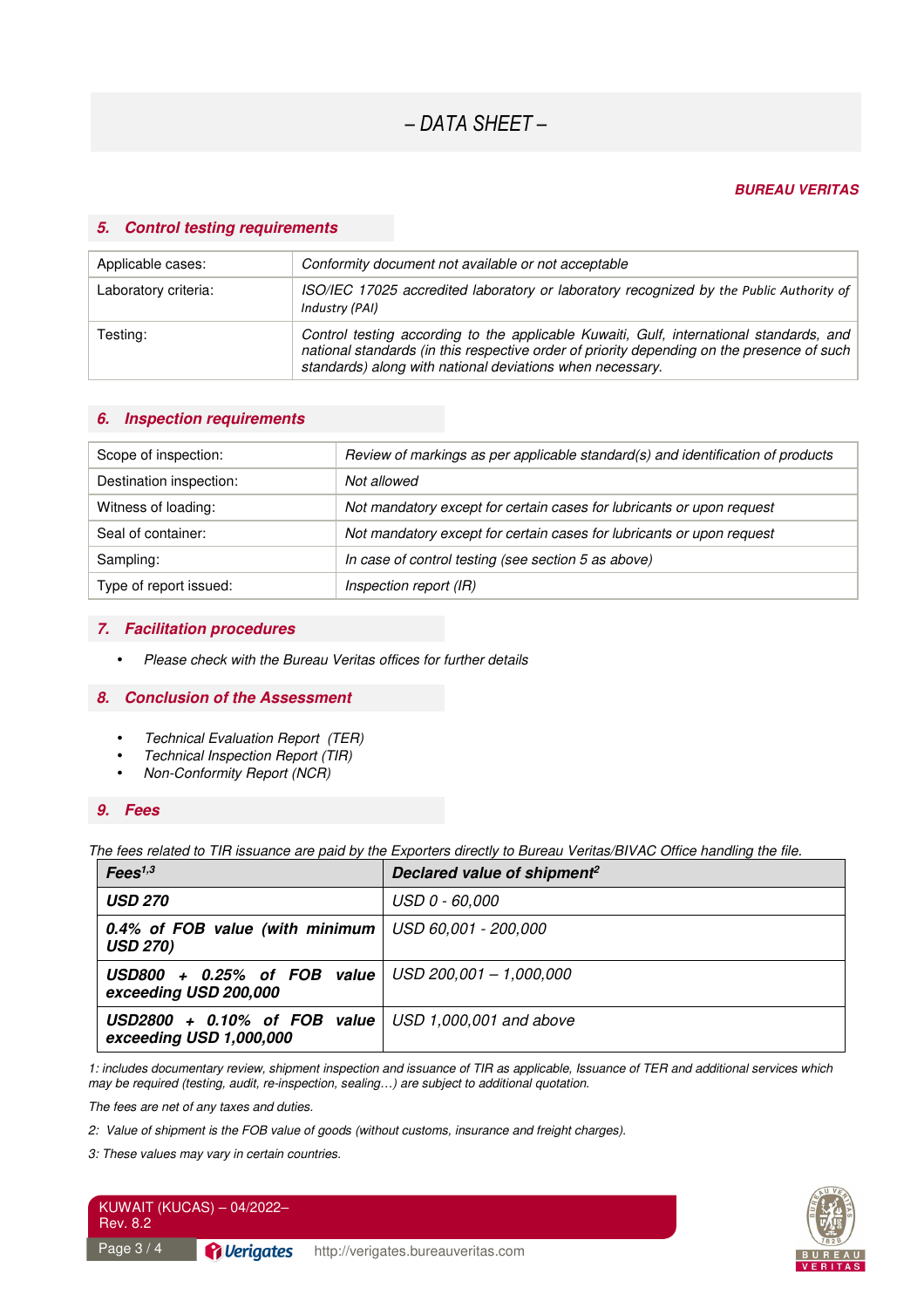– DATA SHEET –

**BUREAU VERITAS**

## 5. Control testing requirements

| | |
|---|---|
| Applicable cases: | *Conformity document not available or not acceptable* |
| Laboratory criteria: | *ISO/IEC 17025 accredited laboratory or laboratory recognized by the Public Authority of Industry (PAI)* |
| Testing: | *Control testing according to the applicable Kuwaiti, Gulf, international standards, and national standards (in this respective order of priority depending on the presence of such standards) along with national deviations when necessary.* |

## 6. Inspection requirements

| | |
|---|---|
| Scope of inspection: | *Review of markings as per applicable standard(s) and identification of products* |
| Destination inspection: | *Not allowed* |
| Witness of loading: | *Not mandatory except for certain cases for lubricants or upon request* |
| Seal of container: | *Not mandatory except for certain cases for lubricants or upon request* |
| Sampling: | *In case of control testing (see section 5 as above)* |
| Type of report issued: | *Inspection report (IR)* |

## 7. Facilitation procedures

- *Please check with the Bureau Veritas offices for further details*

## 8. Conclusion of the Assessment

- *Technical Evaluation Report (TER)*
- *Technical Inspection Report (TIR)*
- *Non-Conformity Report (NCR)*

## 9. Fees

*The fees related to TIR issuance are paid by the Exporters directly to Bureau Veritas/BIVAC Office handling the file.*

| ***Fees[1,3]*** | ***Declared value of shipment[2]*** |
|---|---|
| ***USD 270*** | *USD 0 - 60,000* |
| ***0.4% of FOB value (with minimum USD 270)*** | *USD 60,001 - 200,000* |
| ***USD800 + 0.25% of FOB value exceeding USD 200,000*** | *USD 200,001 – 1,000,000* |
| ***USD2800 + 0.10% of FOB value exceeding USD 1,000,000*** | *USD 1,000,001 and above* |

*1: includes documentary review, shipment inspection and issuance of TIR as applicable, Issuance of TER and additional services which may be required (testing, audit, re-inspection, sealing…) are subject to additional quotation.*

*The fees are net of any taxes and duties.*

*2: Value of shipment is the FOB value of goods (without customs, insurance and freight charges).*

*3: These values may vary in certain countries.*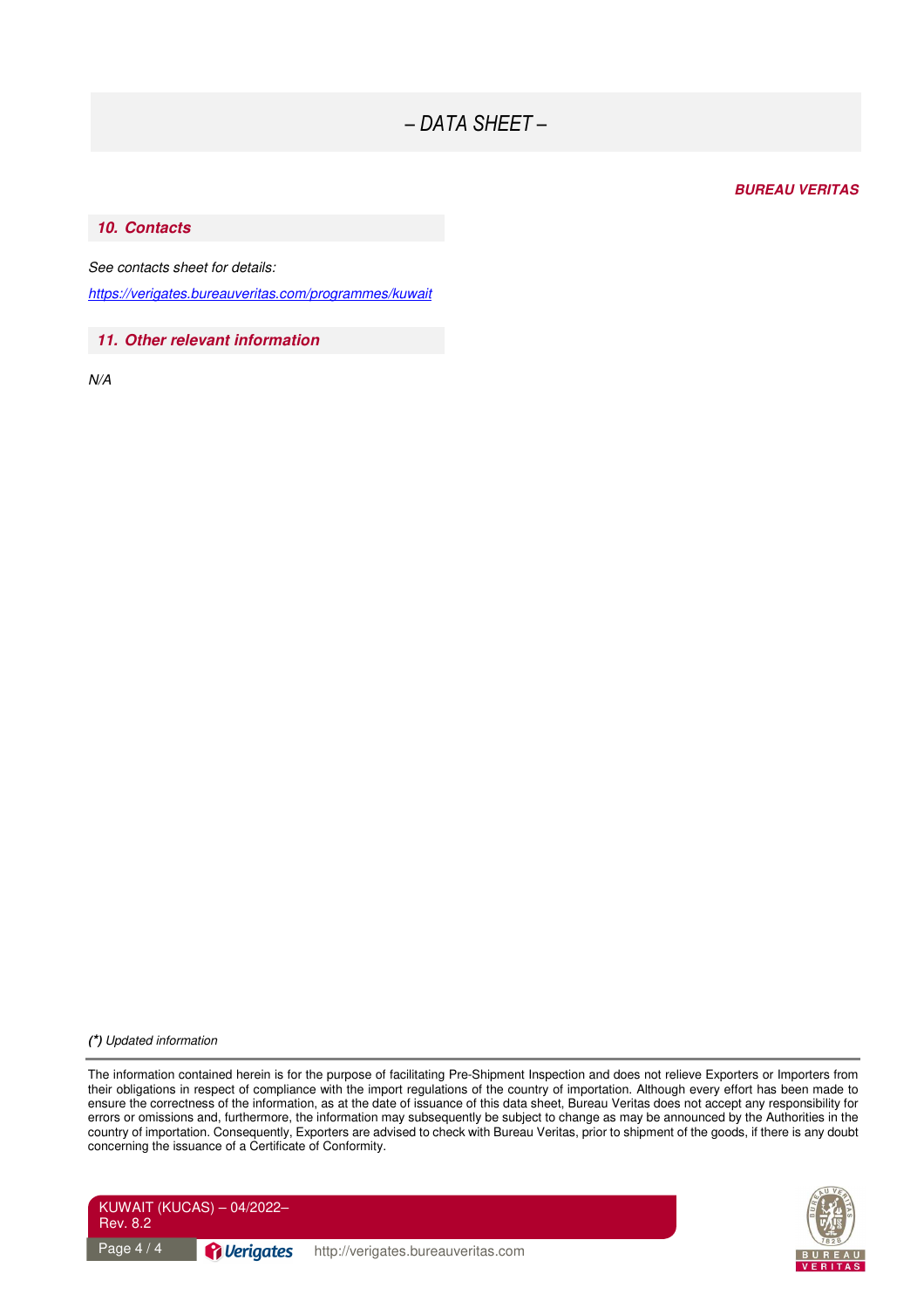## 10. Contacts

*See contacts sheet for details:*

*https://verigates.bureauveritas.com/programmes/kuwait*

## 11. Other relevant information

*N/A*

***(\*)*** *Updated information*

The information contained herein is for the purpose of facilitating Pre-Shipment Inspection and does not relieve Exporters or Importers from their obligations in respect of compliance with the import regulations of the country of importation. Although every effort has been made to ensure the correctness of the information, as at the date of issuance of this data sheet, Bureau Veritas does not accept any responsibility for errors or omissions and, furthermore, the information may subsequently be subject to change as may be announced by the Authorities in the country of importation. Consequently, Exporters are advised to check with Bureau Veritas, prior to shipment of the goods, if there is any doubt concerning the issuance of a Certificate of Conformity.